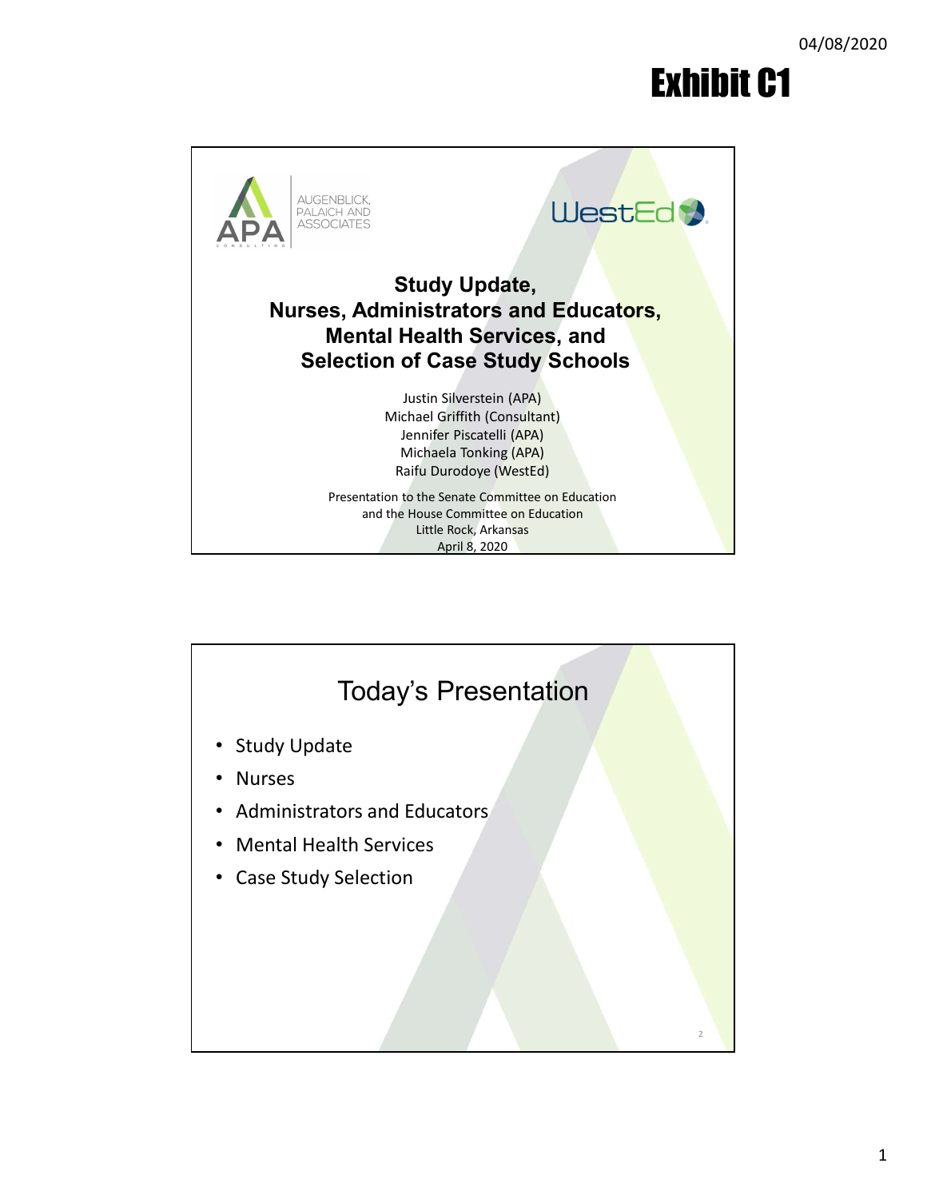04/08/2020

# Exhibit C1

AUGENBLICK, PALAICH AND ASSOCIATES

WestEd

## Study Update, Nurses, Administrators and Educators, Mental Health Services, and Selection of Case Study Schools

Justin Silverstein (APA)
Michael Griffith (Consultant)
Jennifer Piscatelli (APA)
Michaela Tonking (APA)
Raifu Durodoye (WestEd)

Presentation to the Senate Committee on Education
and the House Committee on Education
Little Rock, Arkansas
April 8, 2020

## Today's Presentation

- Study Update
- Nurses
- Administrators and Educators
- Mental Health Services
- Case Study Selection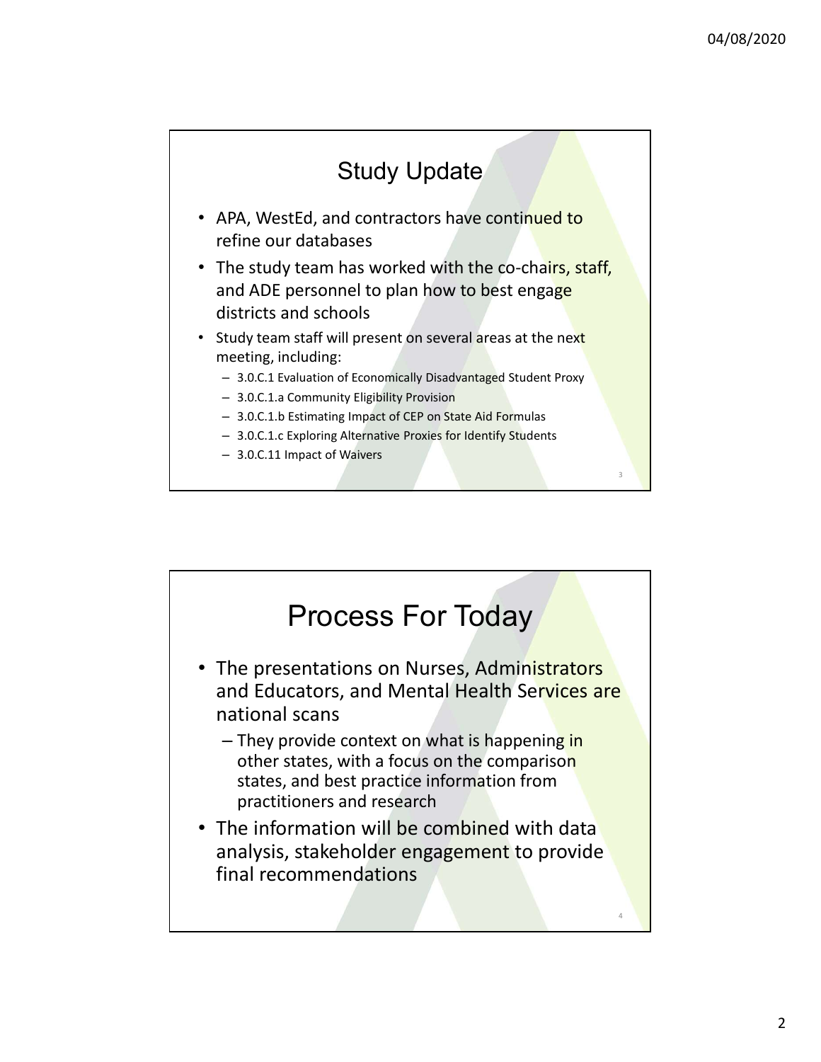## Study Update

- APA, WestEd, and contractors have continued to refine our databases
- The study team has worked with the co-chairs, staff, and ADE personnel to plan how to best engage districts and schools
- Study team staff will present on several areas at the next meeting, including:
  - 3.0.C.1 Evaluation of Economically Disadvantaged Student Proxy
  - 3.0.C.1.a Community Eligibility Provision
  - 3.0.C.1.b Estimating Impact of CEP on State Aid Formulas
  - 3.0.C.1.c Exploring Alternative Proxies for Identify Students
  - 3.0.C.11 Impact of Waivers

## Process For Today

- The presentations on Nurses, Administrators and Educators, and Mental Health Services are national scans
  - They provide context on what is happening in other states, with a focus on the comparison states, and best practice information from practitioners and research
- The information will be combined with data analysis, stakeholder engagement to provide final recommendations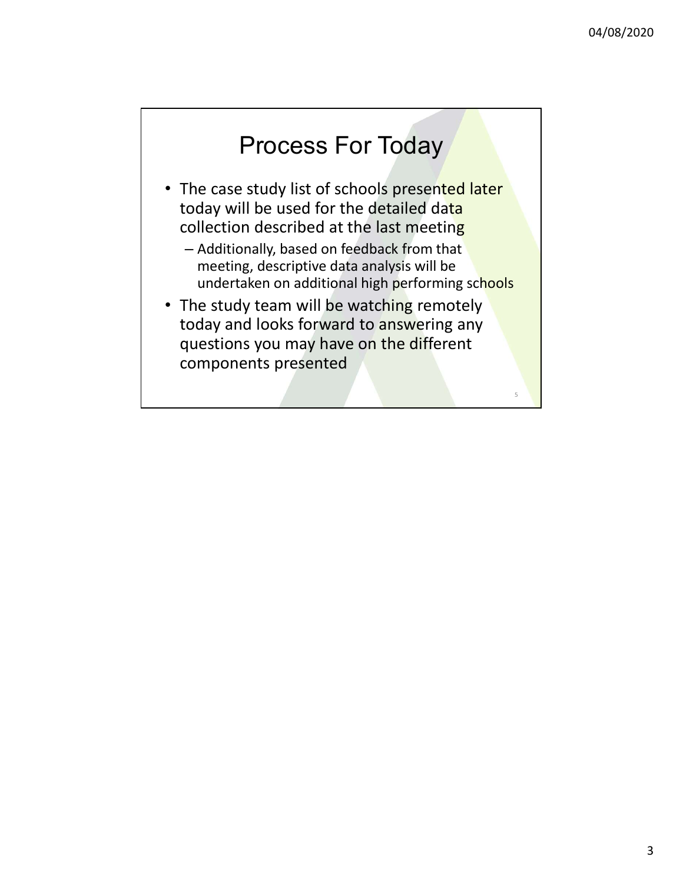# Process For Today

- The case study list of schools presented later today will be used for the detailed data collection described at the last meeting
  - Additionally, based on feedback from that meeting, descriptive data analysis will be undertaken on additional high performing schools
- The study team will be watching remotely today and looks forward to answering any questions you may have on the different components presented